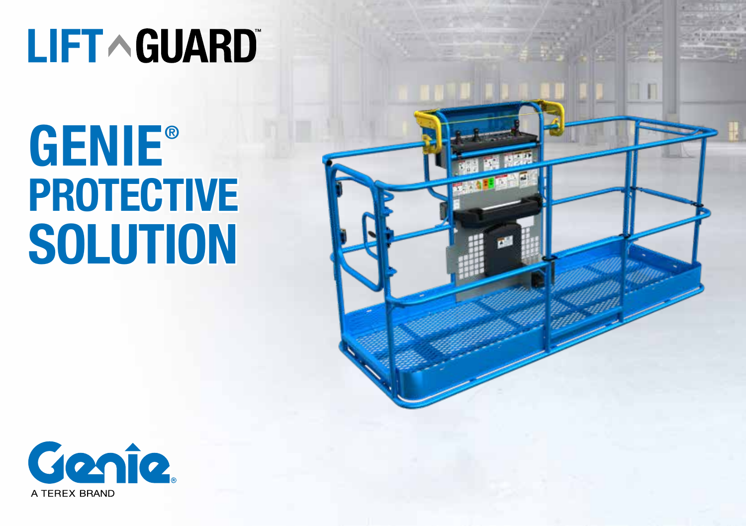# LIFT GUARD™

# GENIE® PROTECTIVE SOLUTION

Genie®

A TEREX BRAND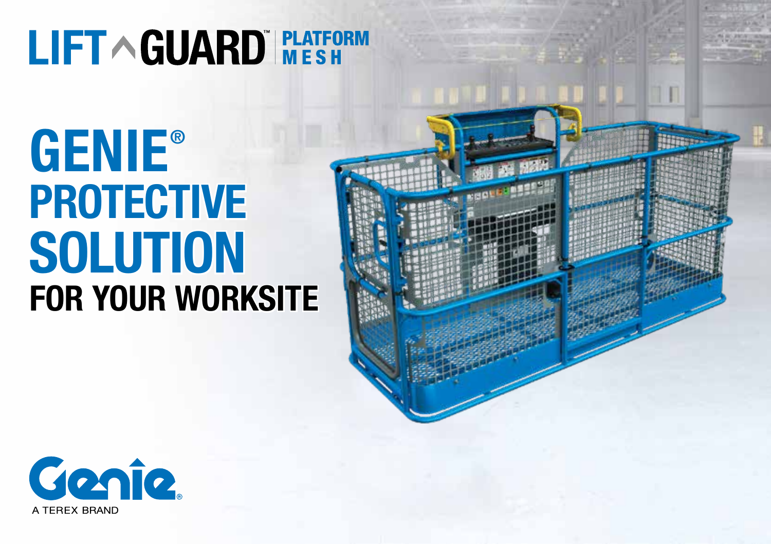# LIFT GUARD™ PLATFORM MESH

# GENIE® PROTECTIVE SOLUTION

## FOR YOUR WORKSITE

Genie®

A TEREX BRAND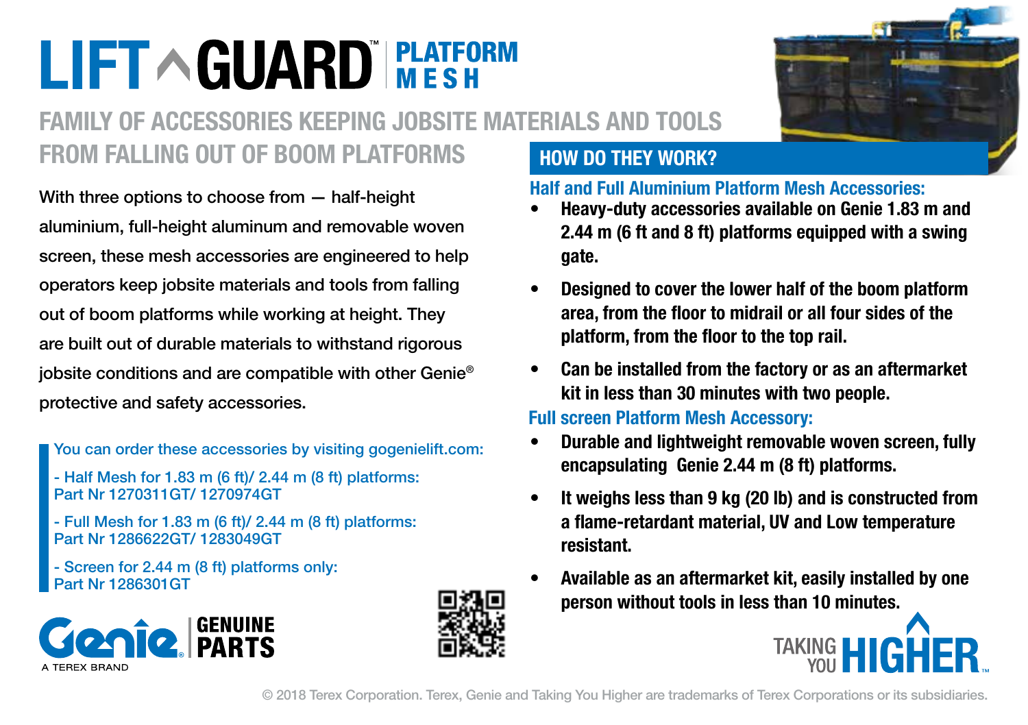# LIFT GUARD™ PLATFORM MESH

## FAMILY OF ACCESSORIES KEEPING JOBSITE MATERIALS AND TOOLS FROM FALLING OUT OF BOOM PLATFORMS

With three options to choose from — half-height aluminium, full-height aluminum and removable woven screen, these mesh accessories are engineered to help operators keep jobsite materials and tools from falling out of boom platforms while working at height. They are built out of durable materials to withstand rigorous jobsite conditions and are compatible with other Genie® protective and safety accessories.

You can order these accessories by visiting gogenielift.com:

- Half Mesh for 1.83 m (6 ft)/ 2.44 m (8 ft) platforms: Part Nr 1270311GT/ 1270974GT

- Full Mesh for 1.83 m (6 ft)/ 2.44 m (8 ft) platforms: Part Nr 1286622GT/ 1283049GT

- Screen for 2.44 m (8 ft) platforms only: Part Nr 1286301GT

Genie® A TEREX BRAND | GENUINE PARTS

## HOW DO THEY WORK?

### Half and Full Aluminium Platform Mesh Accessories:

- **Heavy-duty accessories available on Genie 1.83 m and 2.44 m (6 ft and 8 ft) platforms equipped with a swing gate.**
- **Designed to cover the lower half of the boom platform area, from the floor to midrail or all four sides of the platform, from the floor to the top rail.**
- **Can be installed from the factory or as an aftermarket kit in less than 30 minutes with two people.**

### Full screen Platform Mesh Accessory:

- **Durable and lightweight removable woven screen, fully encapsulating Genie 2.44 m (8 ft) platforms.**
- **It weighs less than 9 kg (20 lb) and is constructed from a flame-retardant material, UV and Low temperature resistant.**
- **Available as an aftermarket kit, easily installed by one person without tools in less than 10 minutes.**

TAKING YOU HIGHER™

© 2018 Terex Corporation. Terex, Genie and Taking You Higher are trademarks of Terex Corporations or its subsidiaries.